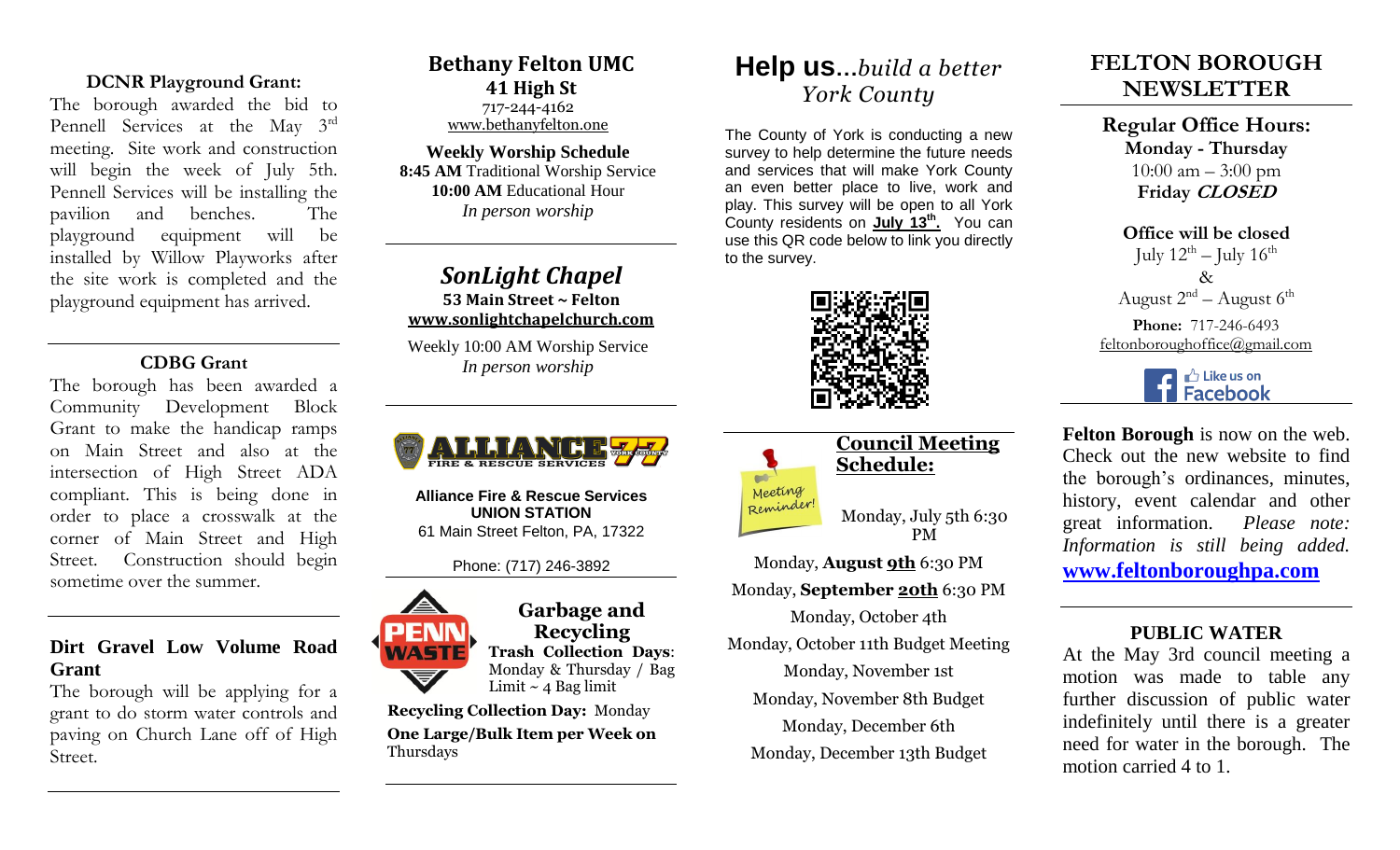### DCNR Playground Grant:

The borough awarded the bid to Pennell Services at the May 3rd meeting. Site work and construction will begin the week of July 5th. Pennell Services will be installing the pavilion and benches. The playground equipment will be installed by Willow Playworks after the site work is completed and the playground equipment has arrived.

---

### CDBG Grant

The borough has been awarded a Community Development Block Grant to make the handicap ramps on Main Street and also at the intersection of High Street ADA compliant. This is being done in order to place a crosswalk at the corner of Main Street and High Street. Construction should begin sometime over the summer.

---

### Dirt Gravel Low Volume Road Grant

The borough will be applying for a grant to do storm water controls and paving on Church Lane off of High Street.

---

## Bethany Felton UMC

**41 High St**
717-244-4162
www.bethanyfelton.one

**Weekly Worship Schedule**
**8:45 AM** Traditional Worship Service
**10:00 AM** Educational Hour
*In person worship*

---

## *SonLight Chapel*

**53 Main Street ~ Felton**
**www.sonlightchapelchurch.com**

Weekly 10:00 AM Worship Service
*In person worship*

---

ALLIANCE 77 FIRE & RESCUE SERVICES YORK COUNTY

**Alliance Fire & Rescue Services**
**UNION STATION**
61 Main Street Felton, PA, 17322

Phone: (717) 246-3892

---

PENN WASTE

### Garbage and Recycling

**Trash Collection Days**: Monday & Thursday / Bag Limit ~ 4 Bag limit

**Recycling Collection Day:** Monday

**One Large/Bulk Item per Week on** Thursdays

---

## Help us…*build a better York County*

The County of York is conducting a new survey to help determine the future needs and services that will make York County an even better place to live, work and play. This survey will be open to all York County residents on **July 13th.** You can use this QR code below to link you directly to the survey.

---

Meeting Reminder!

### Council Meeting Schedule:

Monday, July 5th 6:30 PM

Monday, **August 9th** 6:30 PM

Monday, **September 20th** 6:30 PM

Monday, October 4th

Monday, October 11th Budget Meeting

Monday, November 1st

Monday, November 8th Budget

Monday, December 6th

Monday, December 13th Budget

---

# FELTON BOROUGH NEWSLETTER

### Regular Office Hours:

**Monday - Thursday**
10:00 am – 3:00 pm
**Friday *CLOSED***

**Office will be closed**
July 12th – July 16th
&
August 2nd – August 6th

**Phone:** 717-246-6493
feltonboroughoffice@gmail.com

Like us on Facebook

---

**Felton Borough** is now on the web. Check out the new website to find the borough's ordinances, minutes, history, event calendar and other great information. *Please note: Information is still being added.*
**www.feltonboroughpa.com**

---

### PUBLIC WATER

At the May 3rd council meeting a motion was made to table any further discussion of public water indefinitely until there is a greater need for water in the borough. The motion carried 4 to 1.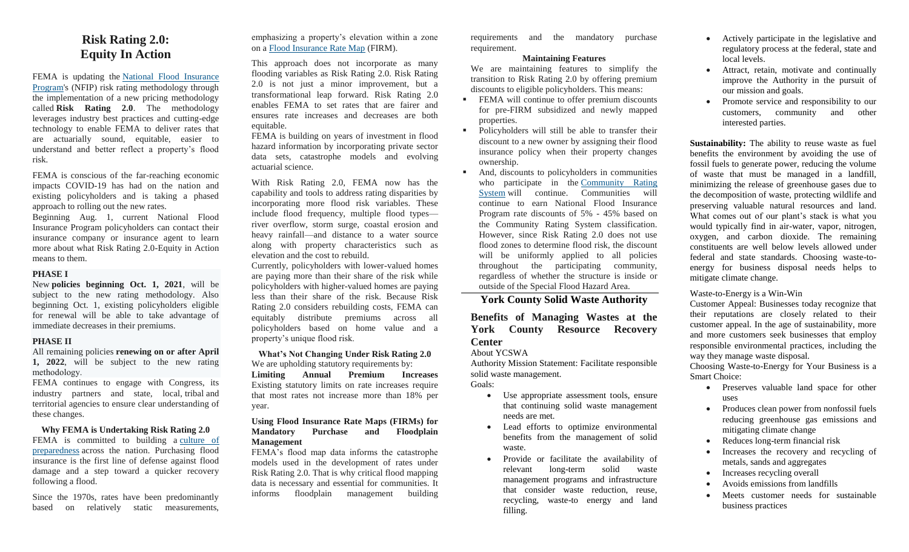# Risk Rating 2.0: Equity In Action

FEMA is updating the National Flood Insurance Program's (NFIP) risk rating methodology through the implementation of a new pricing methodology called **Risk Rating 2.0**. The methodology leverages industry best practices and cutting-edge technology to enable FEMA to deliver rates that are actuarially sound, equitable, easier to understand and better reflect a property's flood risk.

FEMA is conscious of the far-reaching economic impacts COVID-19 has had on the nation and existing policyholders and is taking a phased approach to rolling out the new rates.

Beginning Aug. 1, current National Flood Insurance Program policyholders can contact their insurance company or insurance agent to learn more about what Risk Rating 2.0-Equity in Action means to them.

**PHASE I**

New **policies beginning Oct. 1, 2021**, will be subject to the new rating methodology. Also beginning Oct. 1, existing policyholders eligible for renewal will be able to take advantage of immediate decreases in their premiums.

**PHASE II**

All remaining policies **renewing on or after April 1, 2022**, will be subject to the new rating methodology.

FEMA continues to engage with Congress, its industry partners and state, local, tribal and territorial agencies to ensure clear understanding of these changes.

**Why FEMA is Undertaking Risk Rating 2.0**

FEMA is committed to building a culture of preparedness across the nation. Purchasing flood insurance is the first line of defense against flood damage and a step toward a quicker recovery following a flood.

Since the 1970s, rates have been predominantly based on relatively static measurements, emphasizing a property's elevation within a zone on a Flood Insurance Rate Map (FIRM).

This approach does not incorporate as many flooding variables as Risk Rating 2.0. Risk Rating 2.0 is not just a minor improvement, but a transformational leap forward. Risk Rating 2.0 enables FEMA to set rates that are fairer and ensures rate increases and decreases are both equitable.

FEMA is building on years of investment in flood hazard information by incorporating private sector data sets, catastrophe models and evolving actuarial science.

With Risk Rating 2.0, FEMA now has the capability and tools to address rating disparities by incorporating more flood risk variables. These include flood frequency, multiple flood types—river overflow, storm surge, coastal erosion and heavy rainfall—and distance to a water source along with property characteristics such as elevation and the cost to rebuild.

Currently, policyholders with lower-valued homes are paying more than their share of the risk while policyholders with higher-valued homes are paying less than their share of the risk. Because Risk Rating 2.0 considers rebuilding costs, FEMA can equitably distribute premiums across all policyholders based on home value and a property's unique flood risk.

**What's Not Changing Under Risk Rating 2.0**

We are upholding statutory requirements by:

**Limiting Annual Premium Increases**

Existing statutory limits on rate increases require that most rates not increase more than 18% per year.

**Using Flood Insurance Rate Maps (FIRMs) for Mandatory Purchase and Floodplain Management**

FEMA's flood map data informs the catastrophe models used in the development of rates under Risk Rating 2.0. That is why critical flood mapping data is necessary and essential for communities. It informs floodplain management building requirements and the mandatory purchase requirement.

**Maintaining Features**

We are maintaining features to simplify the transition to Risk Rating 2.0 by offering premium discounts to eligible policyholders. This means:

- FEMA will continue to offer premium discounts for pre-FIRM subsidized and newly mapped properties.
- Policyholders will still be able to transfer their discount to a new owner by assigning their flood insurance policy when their property changes ownership.
- And, discounts to policyholders in communities who participate in the Community Rating System will continue. Communities will continue to earn National Flood Insurance Program rate discounts of 5% - 45% based on the Community Rating System classification. However, since Risk Rating 2.0 does not use flood zones to determine flood risk, the discount will be uniformly applied to all policies throughout the participating community, regardless of whether the structure is inside or outside of the Special Flood Hazard Area.

## York County Solid Waste Authority

### Benefits of Managing Wastes at the York County Resource Recovery Center

About YCSWA

Authority Mission Statement: Facilitate responsible solid waste management.

Goals:

- Use appropriate assessment tools, ensure that continuing solid waste management needs are met.
- Lead efforts to optimize environmental benefits from the management of solid waste.
- Provide or facilitate the availability of relevant long-term solid waste management programs and infrastructure that consider waste reduction, reuse, recycling, waste-to energy and land filling.
- Actively participate in the legislative and regulatory process at the federal, state and local levels.
- Attract, retain, motivate and continually improve the Authority in the pursuit of our mission and goals.
- Promote service and responsibility to our customers, community and other interested parties.

**Sustainability:** The ability to reuse waste as fuel benefits the environment by avoiding the use of fossil fuels to generate power, reducing the volume of waste that must be managed in a landfill, minimizing the release of greenhouse gases due to the decomposition of waste, protecting wildlife and preserving valuable natural resources and land. What comes out of our plant's stack is what you would typically find in air-water, vapor, nitrogen, oxygen, and carbon dioxide. The remaining constituents are well below levels allowed under federal and state standards. Choosing waste-to-energy for business disposal needs helps to mitigate climate change.

Waste-to-Energy is a Win-Win

Customer Appeal: Businesses today recognize that their reputations are closely related to their customer appeal. In the age of sustainability, more and more customers seek businesses that employ responsible environmental practices, including the way they manage waste disposal.

Choosing Waste-to-Energy for Your Business is a Smart Choice:

- Preserves valuable land space for other uses
- Produces clean power from nonfossil fuels reducing greenhouse gas emissions and mitigating climate change
- Reduces long-term financial risk
- Increases the recovery and recycling of metals, sands and aggregates
- Increases recycling overall
- Avoids emissions from landfills
- Meets customer needs for sustainable business practices